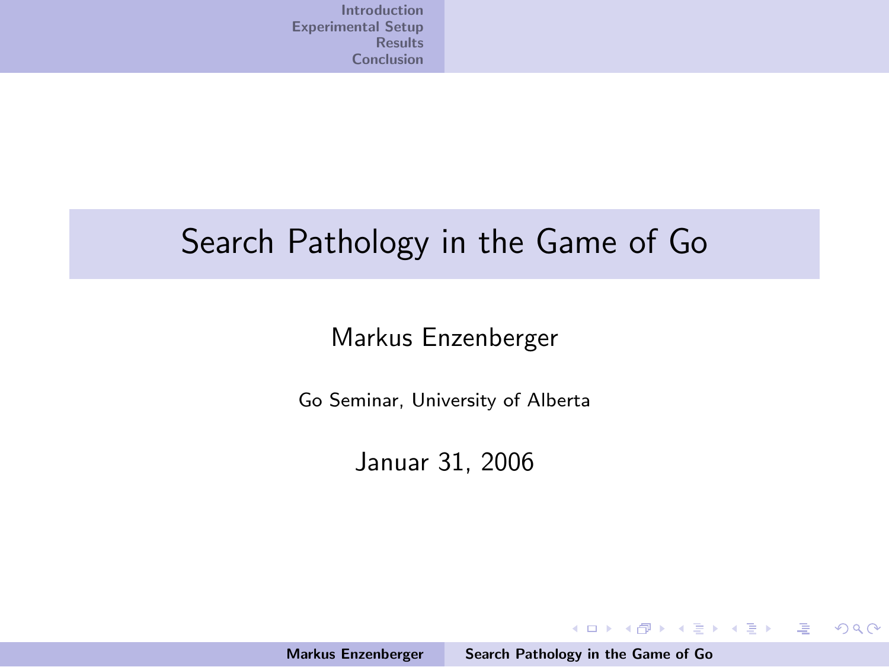# Search Pathology in the Game of Go

Markus Enzenberger

Go Seminar, University of Alberta

Januar 31, 2006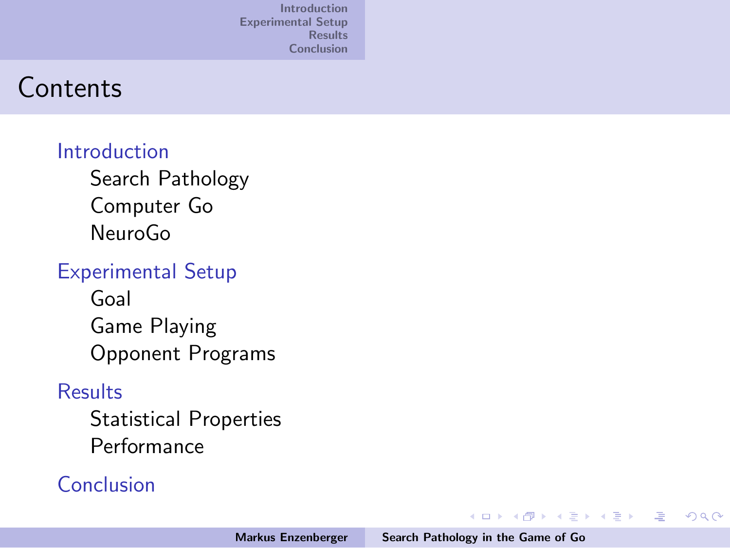# Contents

- Introduction
  - Search Pathology
  - Computer Go
  - NeuroGo
- Experimental Setup
  - Goal
  - Game Playing
  - Opponent Programs
- Results
  - Statistical Properties
  - Performance
- Conclusion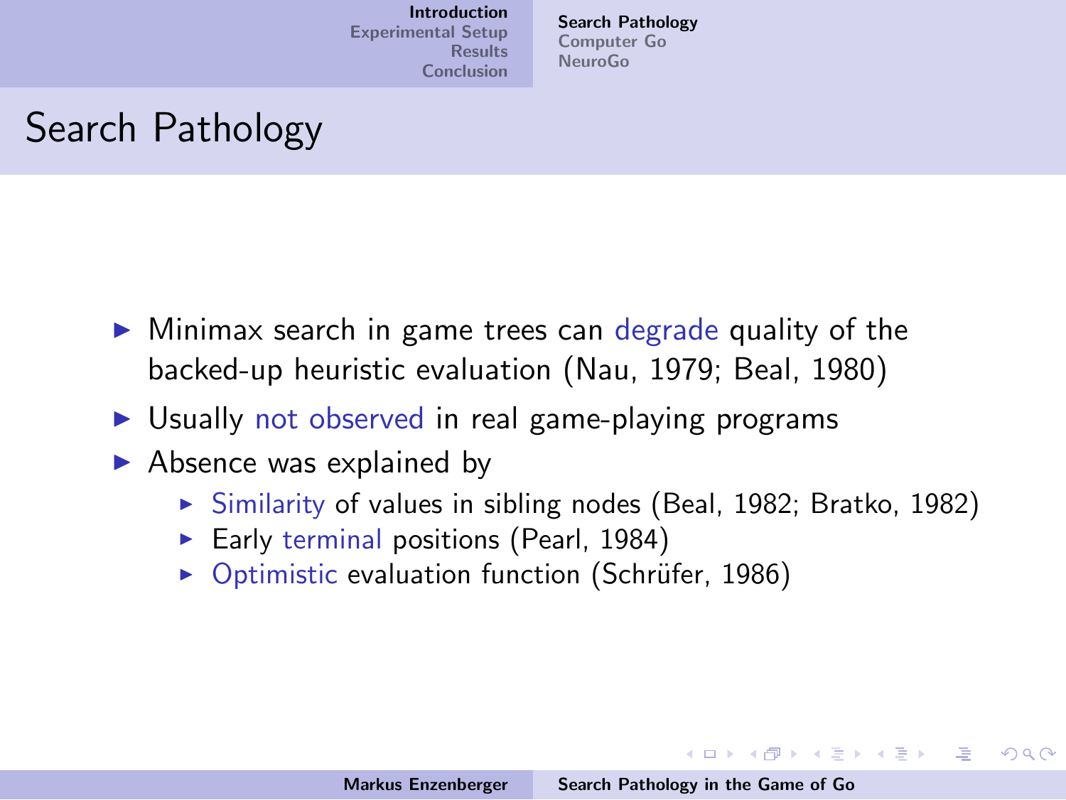# Search Pathology

- Minimax search in game trees can degrade quality of the backed-up heuristic evaluation (Nau, 1979; Beal, 1980)
- Usually not observed in real game-playing programs
- Absence was explained by
  - Similarity of values in sibling nodes (Beal, 1982; Bratko, 1982)
  - Early terminal positions (Pearl, 1984)
  - Optimistic evaluation function (Schrüfer, 1986)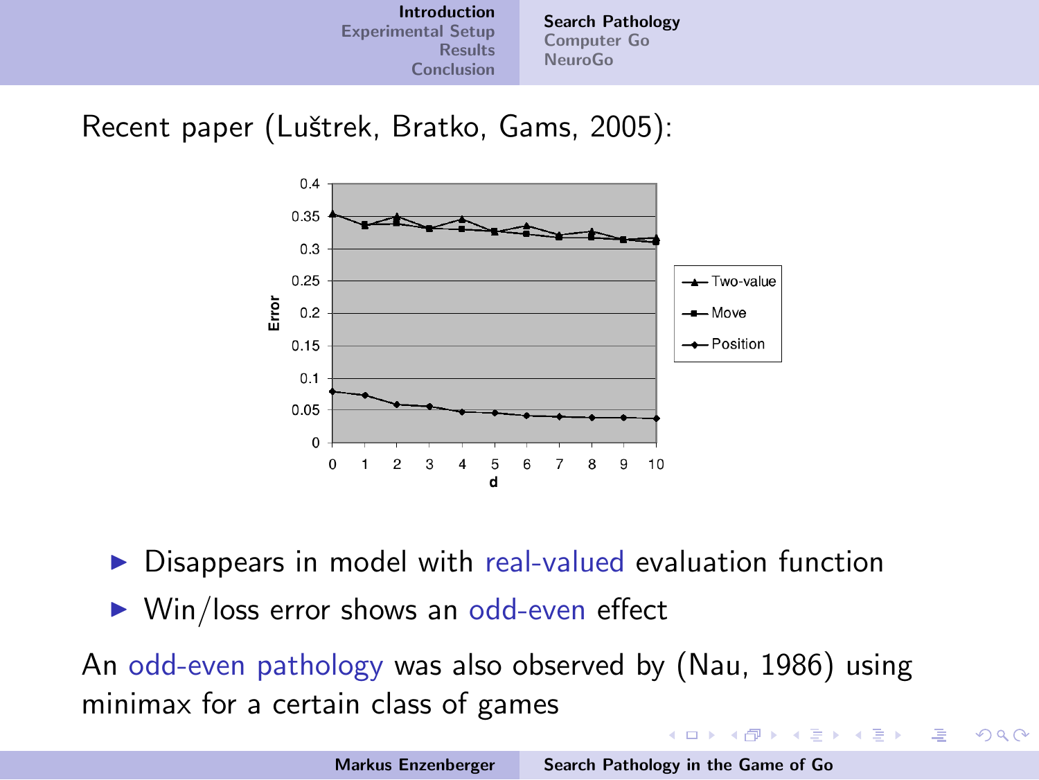Recent paper (Luštrek, Bratko, Gams, 2005):

- Disappears in model with real-valued evaluation function
- Win/loss error shows an odd-even effect

An odd-even pathology was also observed by (Nau, 1986) using minimax for a certain class of games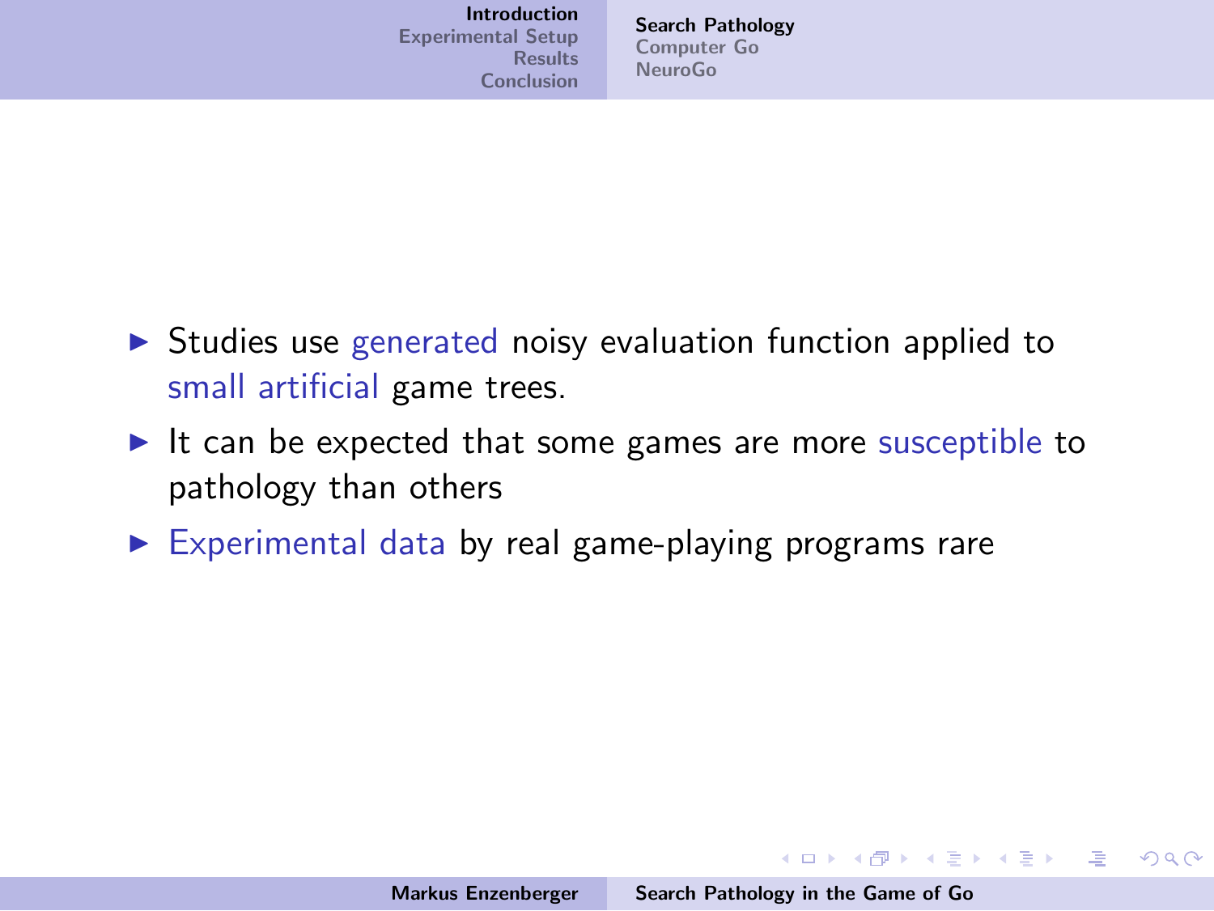- Studies use generated noisy evaluation function applied to small artificial game trees.
- It can be expected that some games are more susceptible to pathology than others
- Experimental data by real game-playing programs rare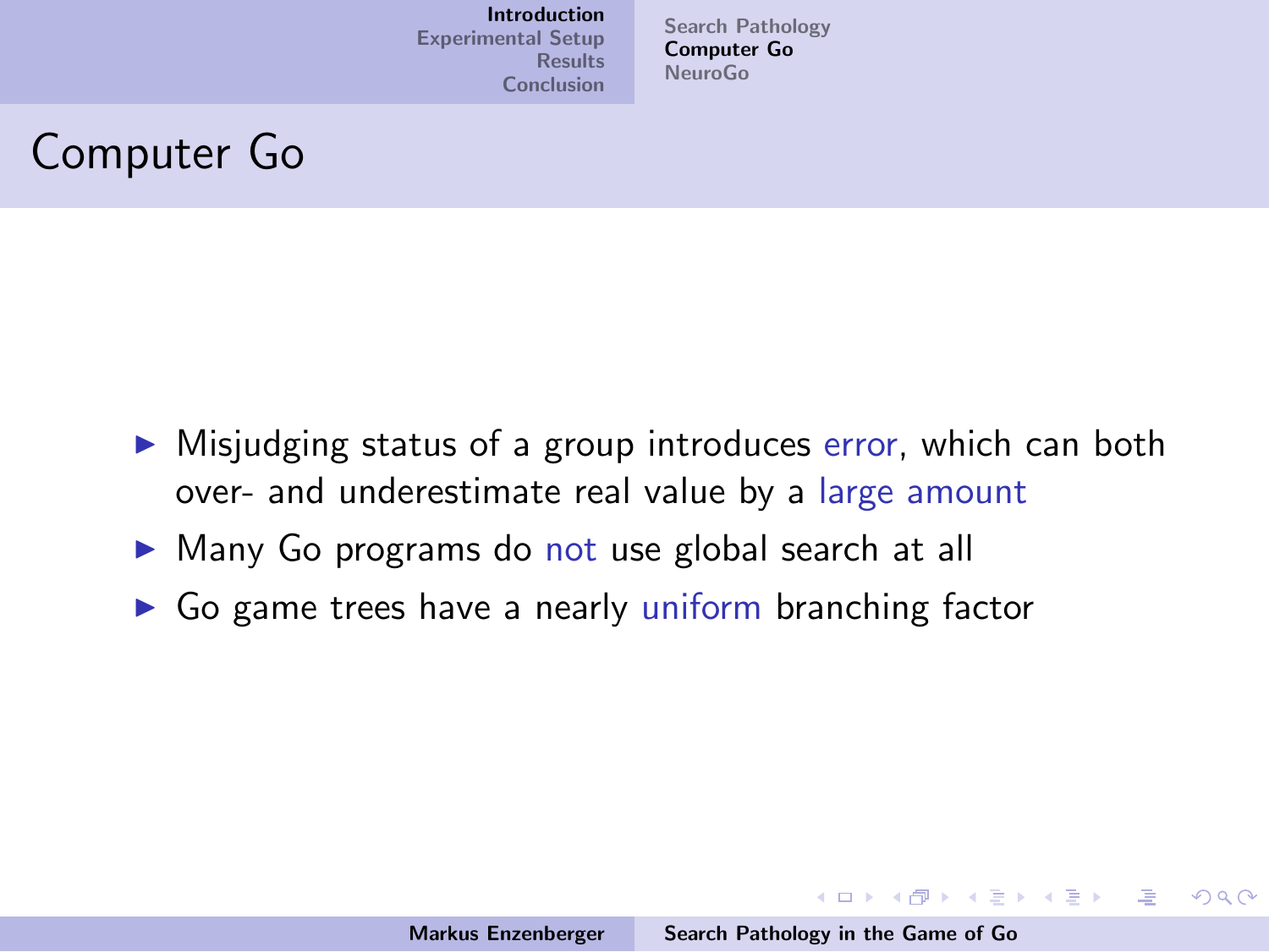# Computer Go

- Misjudging status of a group introduces error, which can both over- and underestimate real value by a large amount
- Many Go programs do not use global search at all
- Go game trees have a nearly uniform branching factor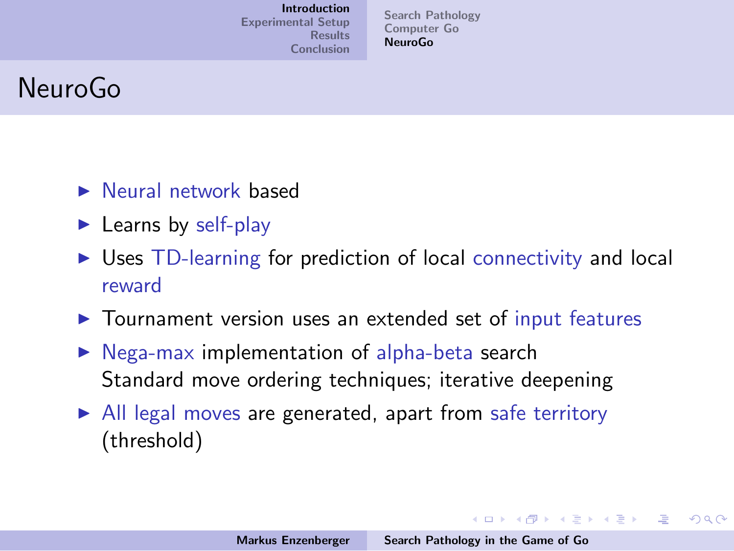# NeuroGo

- Neural network based
- Learns by self-play
- Uses TD-learning for prediction of local connectivity and local reward
- Tournament version uses an extended set of input features
- Nega-max implementation of alpha-beta search
  Standard move ordering techniques; iterative deepening
- All legal moves are generated, apart from safe territory (threshold)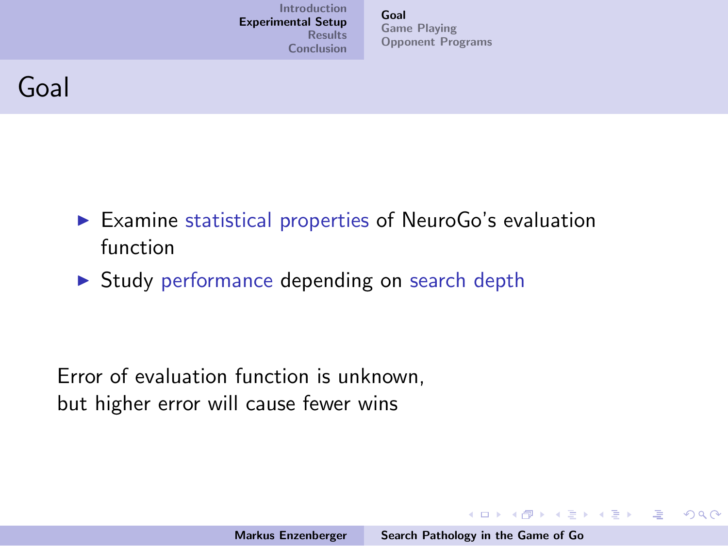# Goal

- Examine statistical properties of NeuroGo's evaluation function
- Study performance depending on search depth

Error of evaluation function is unknown,
but higher error will cause fewer wins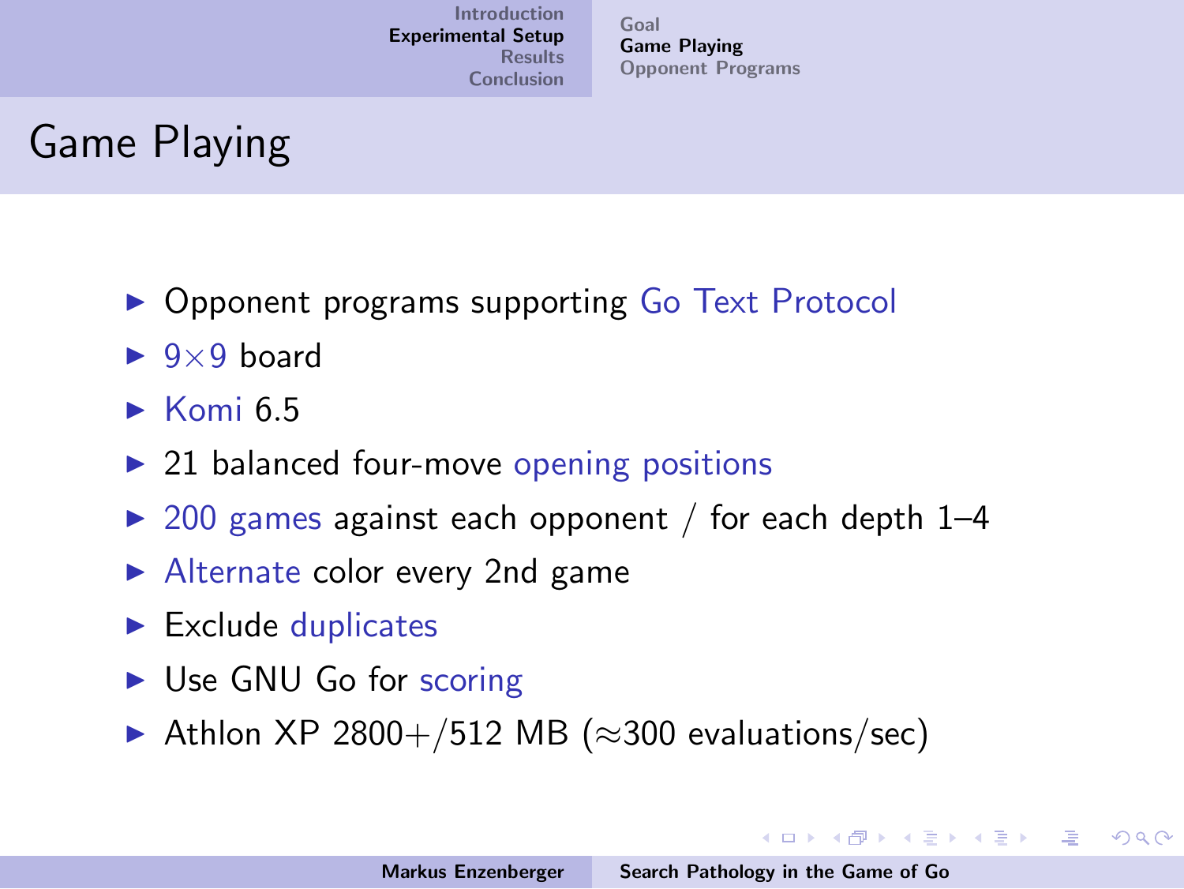# Game Playing

- Opponent programs supporting Go Text Protocol
- $9 \times 9$ board
- Komi 6.5
- 21 balanced four-move opening positions
- 200 games against each opponent / for each depth 1–4
- Alternate color every 2nd game
- Exclude duplicates
- Use GNU Go for scoring
- Athlon XP 2800+/512 MB ($\approx$300 evaluations/sec)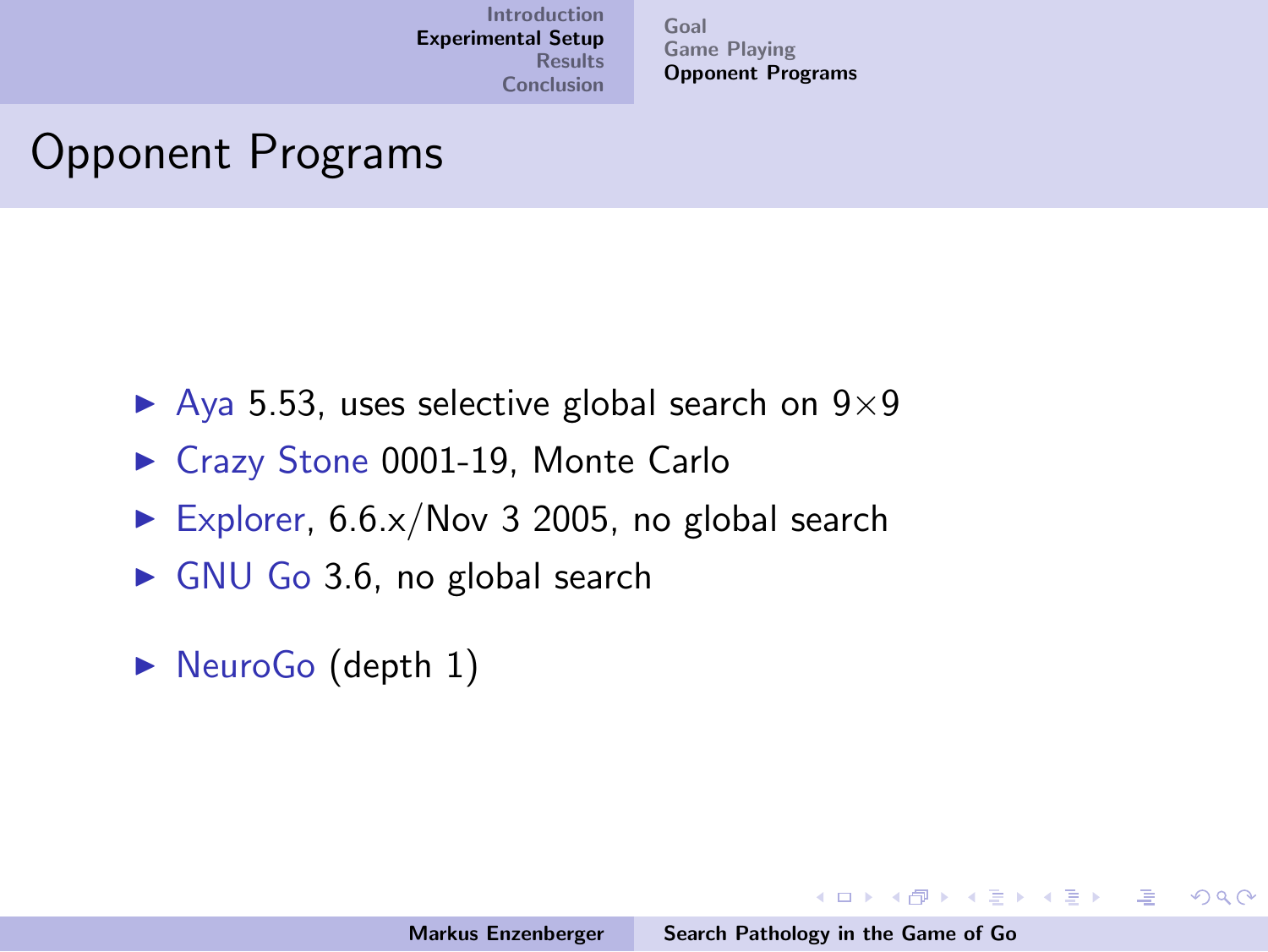# Opponent Programs

- Aya 5.53, uses selective global search on 9×9
- Crazy Stone 0001-19, Monte Carlo
- Explorer, 6.6.x/Nov 3 2005, no global search
- GNU Go 3.6, no global search
- NeuroGo (depth 1)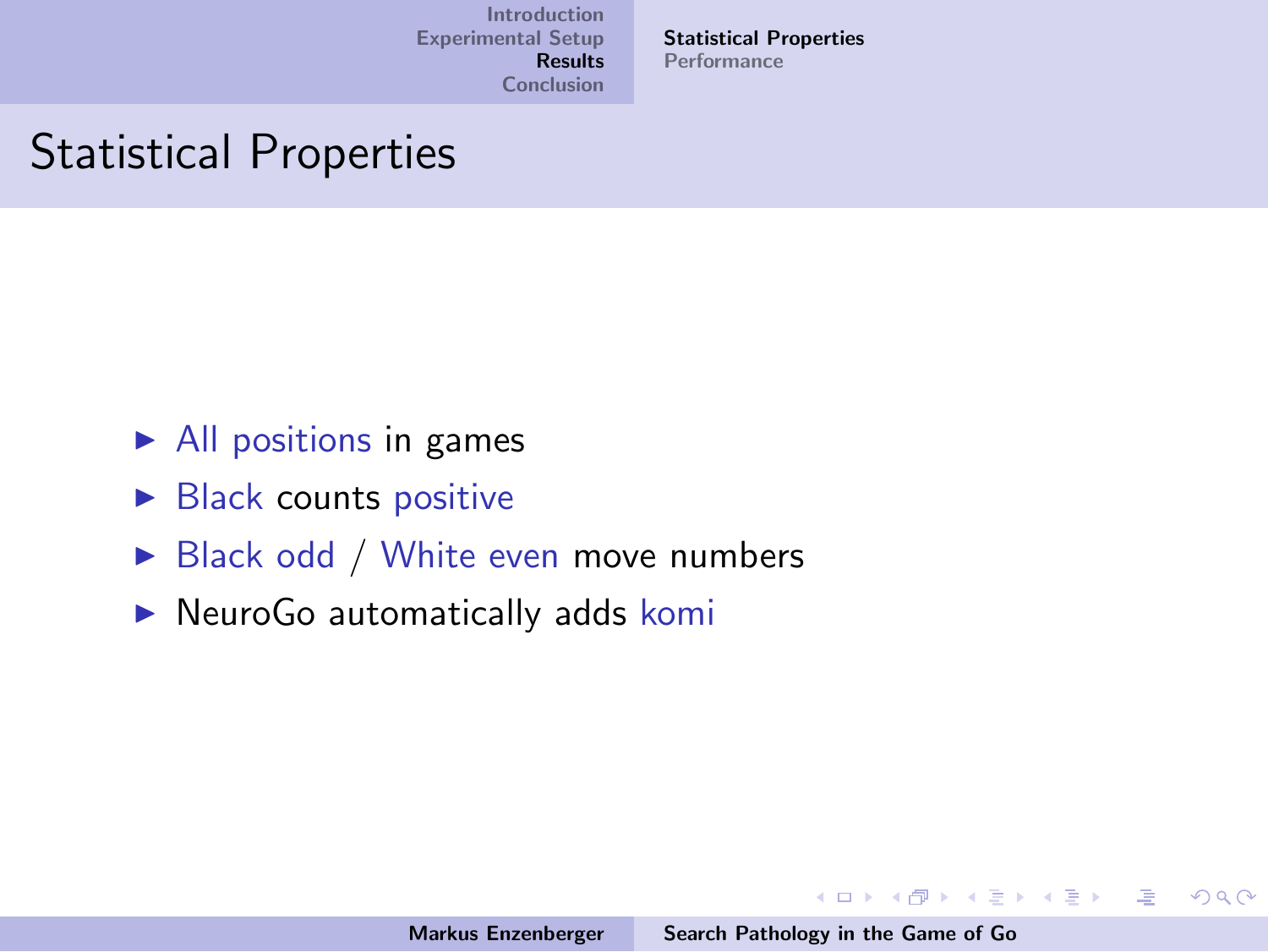# Statistical Properties

- All positions in games
- Black counts positive
- Black odd / White even move numbers
- NeuroGo automatically adds komi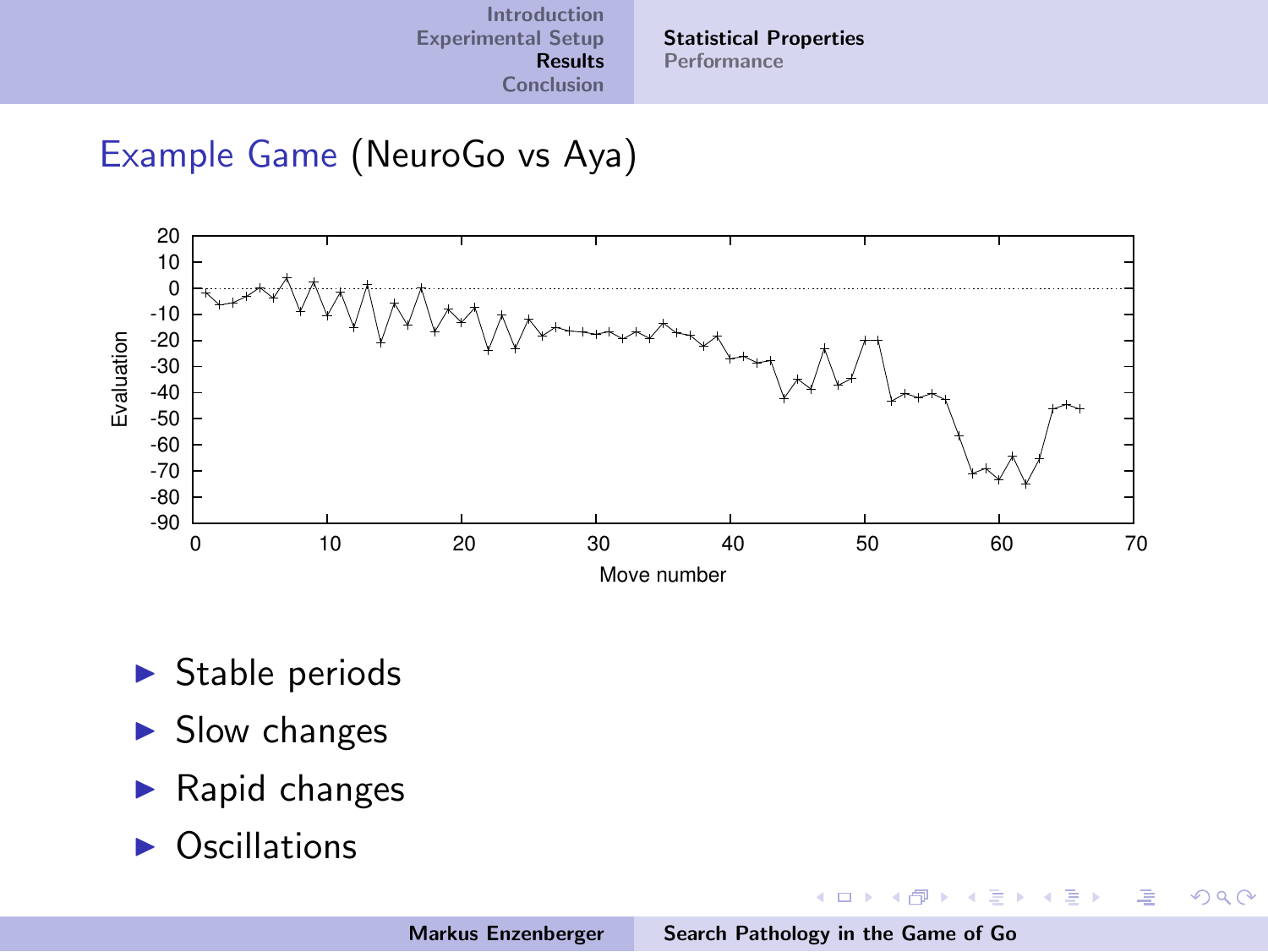## Example Game (NeuroGo vs Aya)

- Stable periods
- Slow changes
- Rapid changes
- Oscillations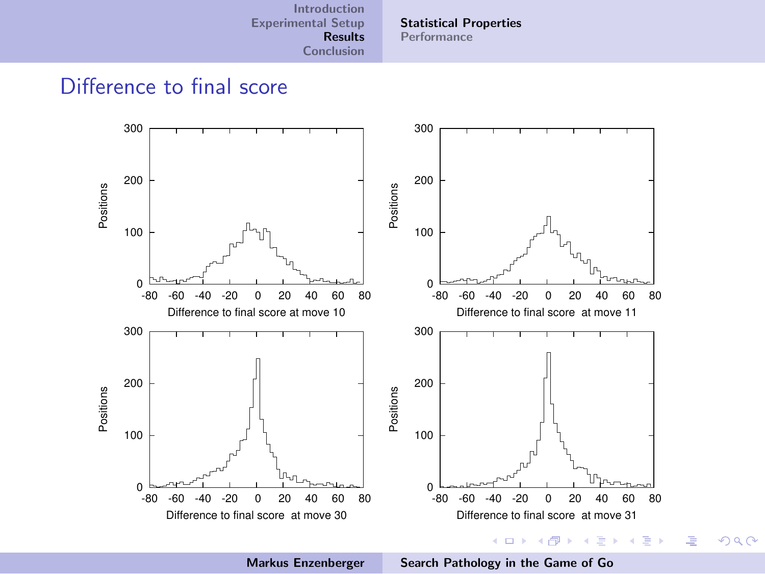# Difference to final score

Difference to final score at move 10

Difference to final score at move 11

Difference to final score at move 30

Difference to final score at move 31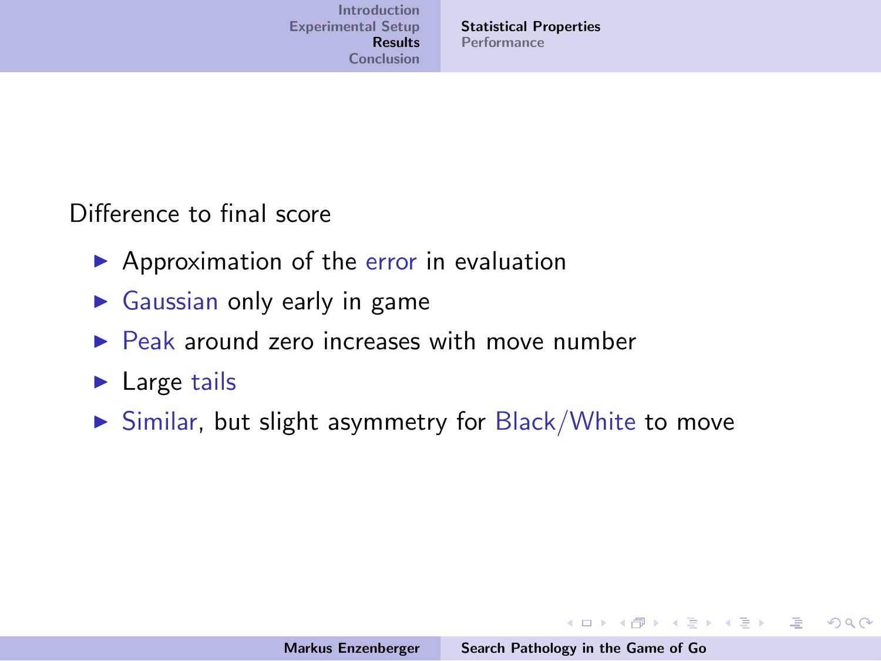Difference to final score

- Approximation of the error in evaluation
- Gaussian only early in game
- Peak around zero increases with move number
- Large tails
- Similar, but slight asymmetry for Black/White to move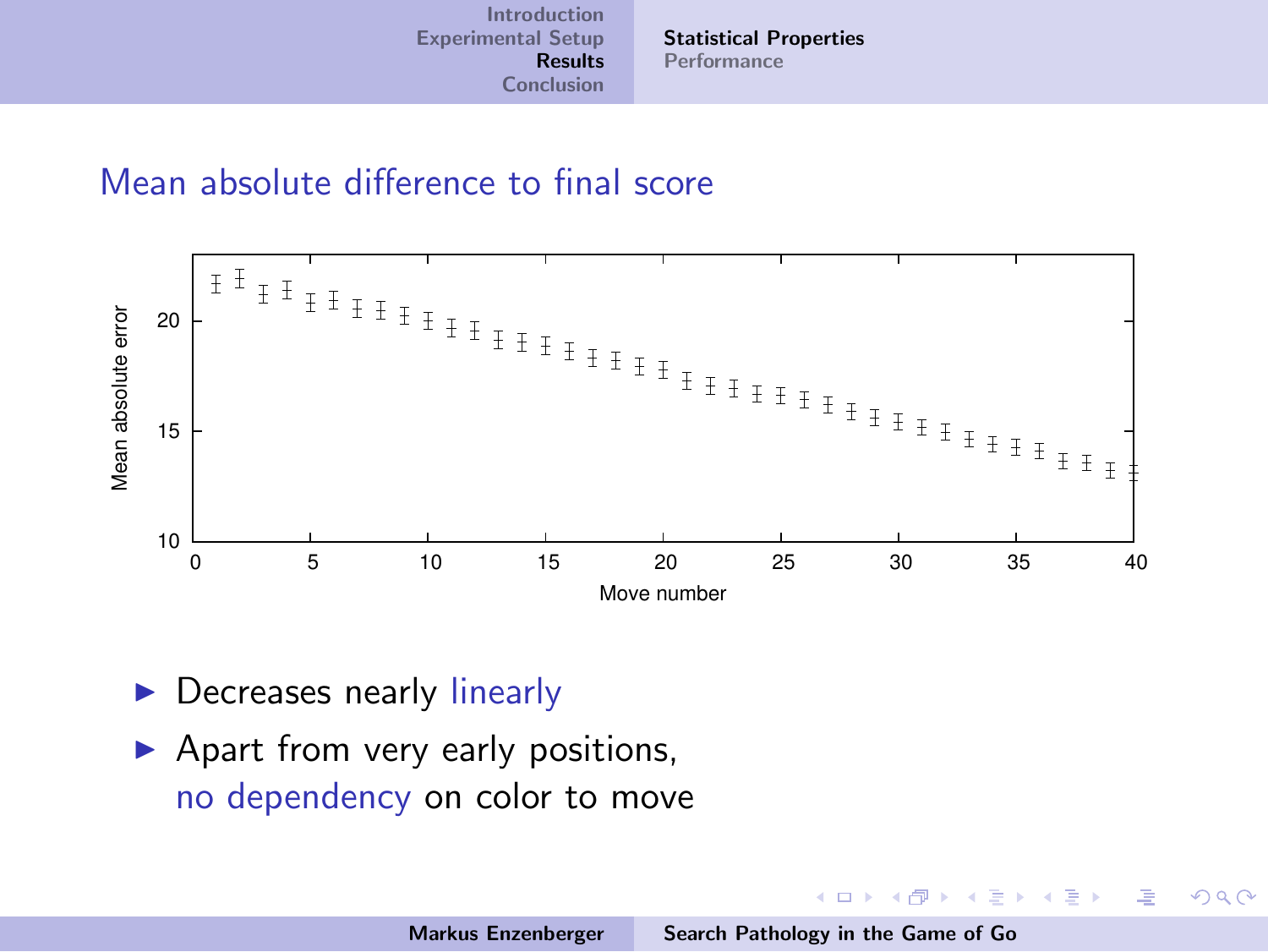## Mean absolute difference to final score

- Decreases nearly linearly
- Apart from very early positions, no dependency on color to move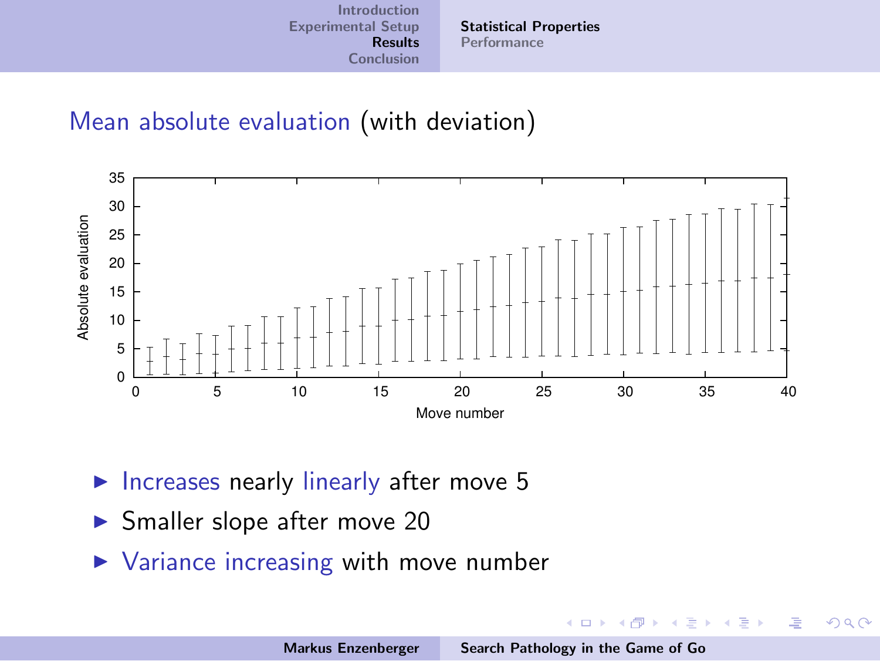## Mean absolute evaluation (with deviation)

- Increases nearly linearly after move 5
- Smaller slope after move 20
- Variance increasing with move number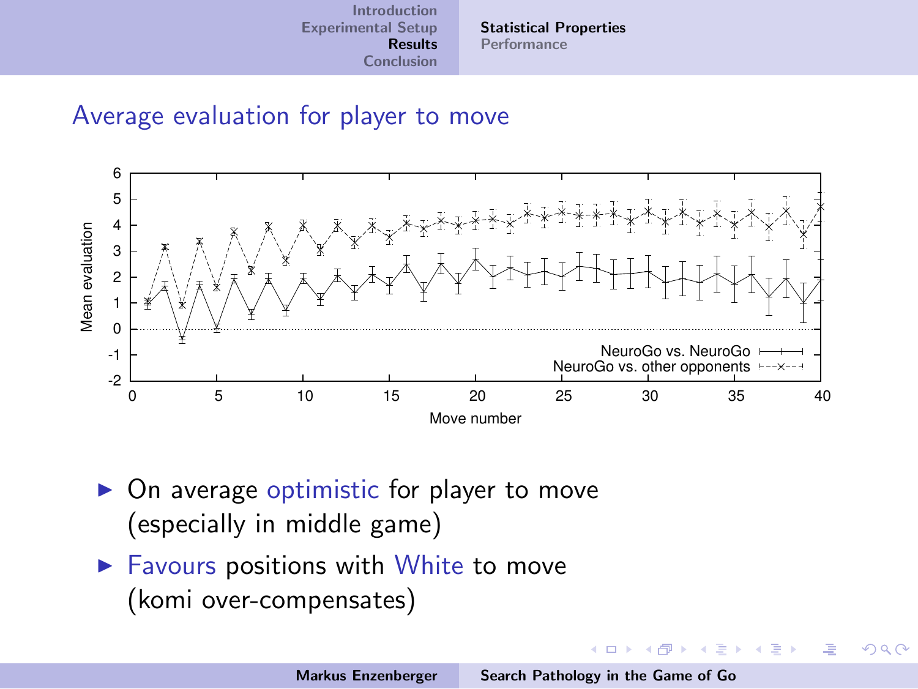## Average evaluation for player to move

- On average optimistic for player to move (especially in middle game)
- Favours positions with White to move (komi over-compensates)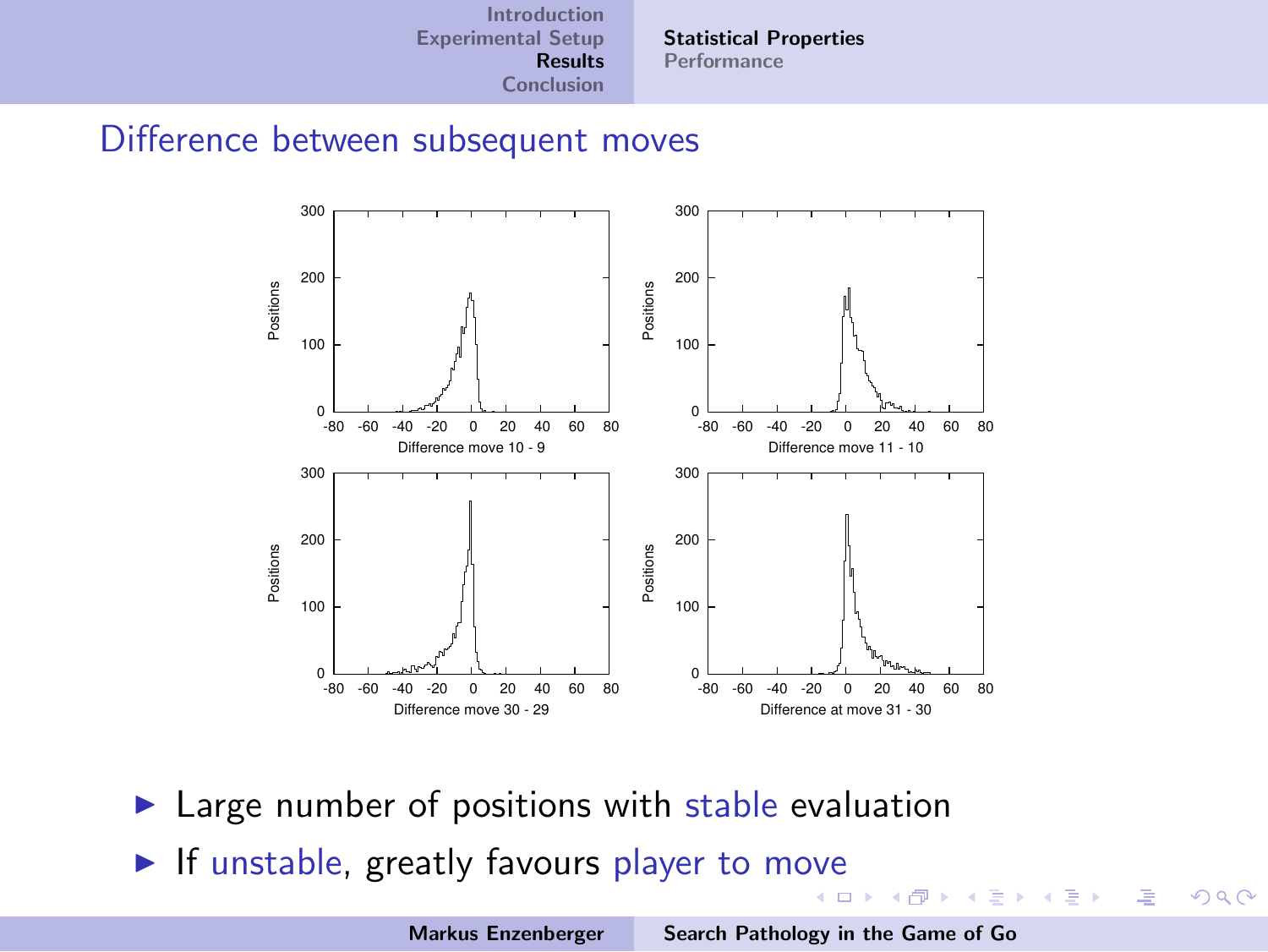## Difference between subsequent moves

- Large number of positions with stable evaluation
- If unstable, greatly favours player to move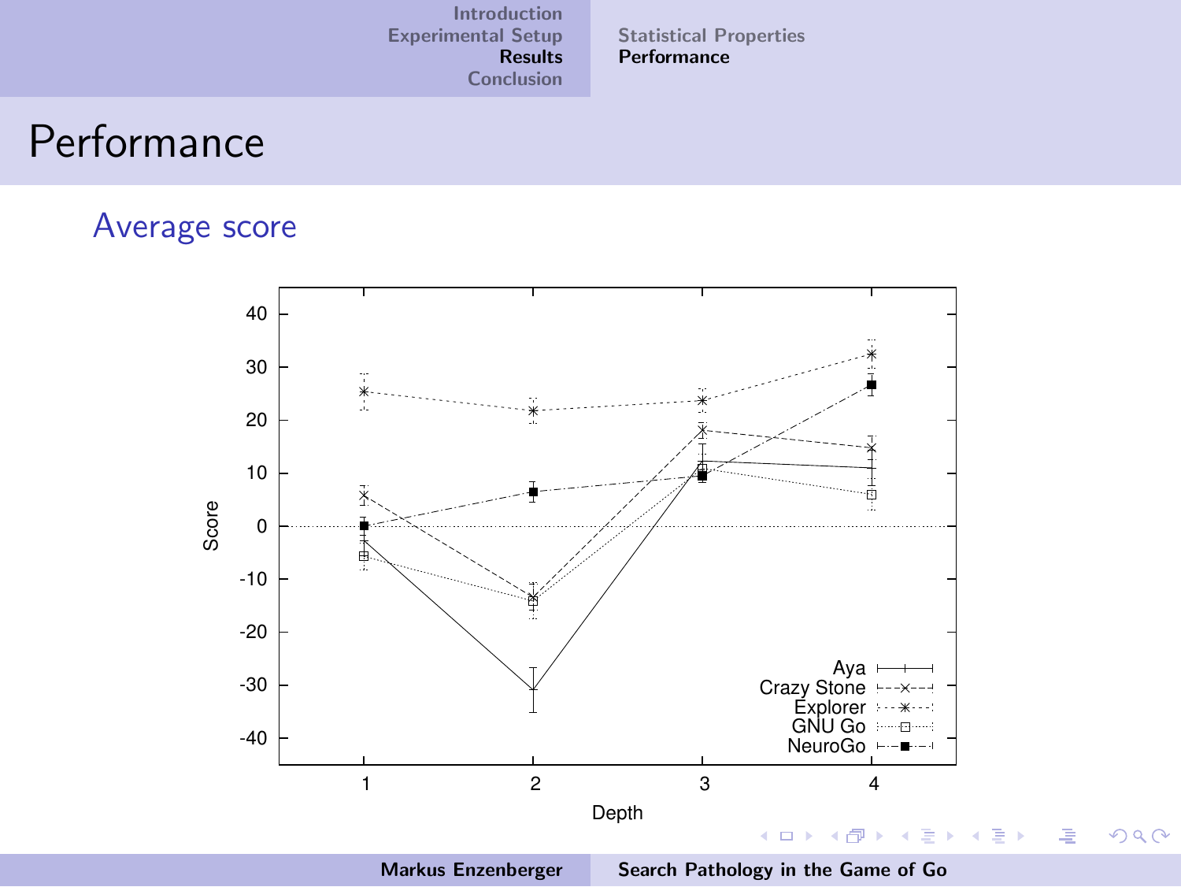# Performance

## Average score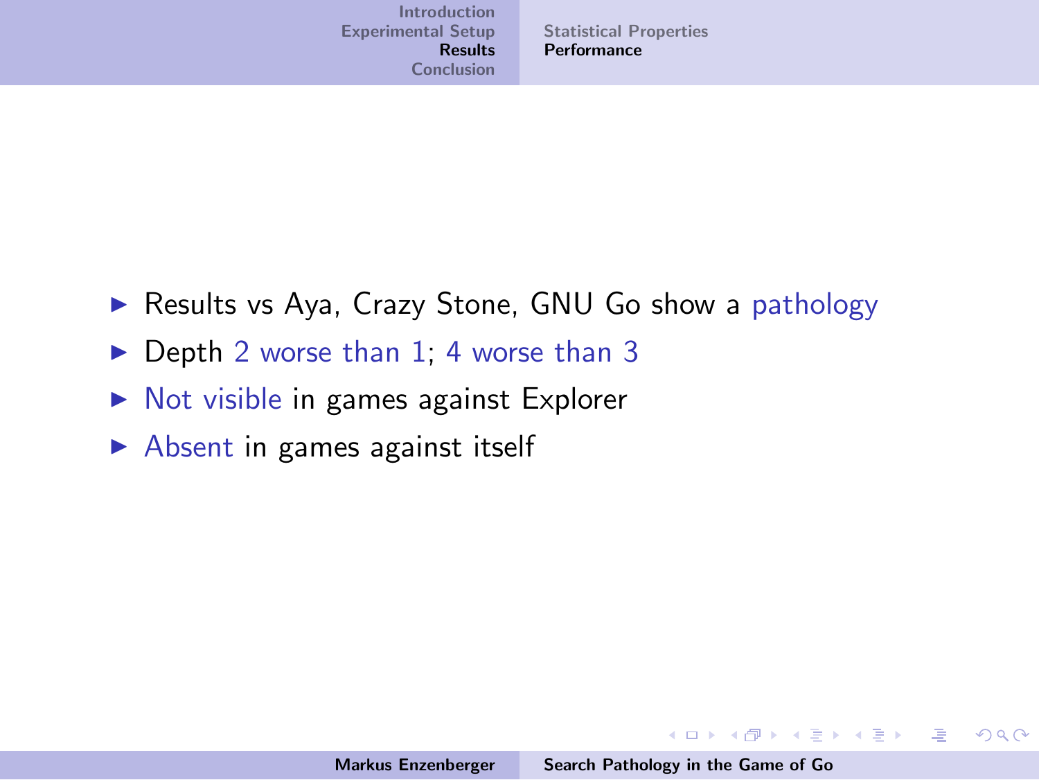- Results vs Aya, Crazy Stone, GNU Go show a pathology
- Depth 2 worse than 1; 4 worse than 3
- Not visible in games against Explorer
- Absent in games against itself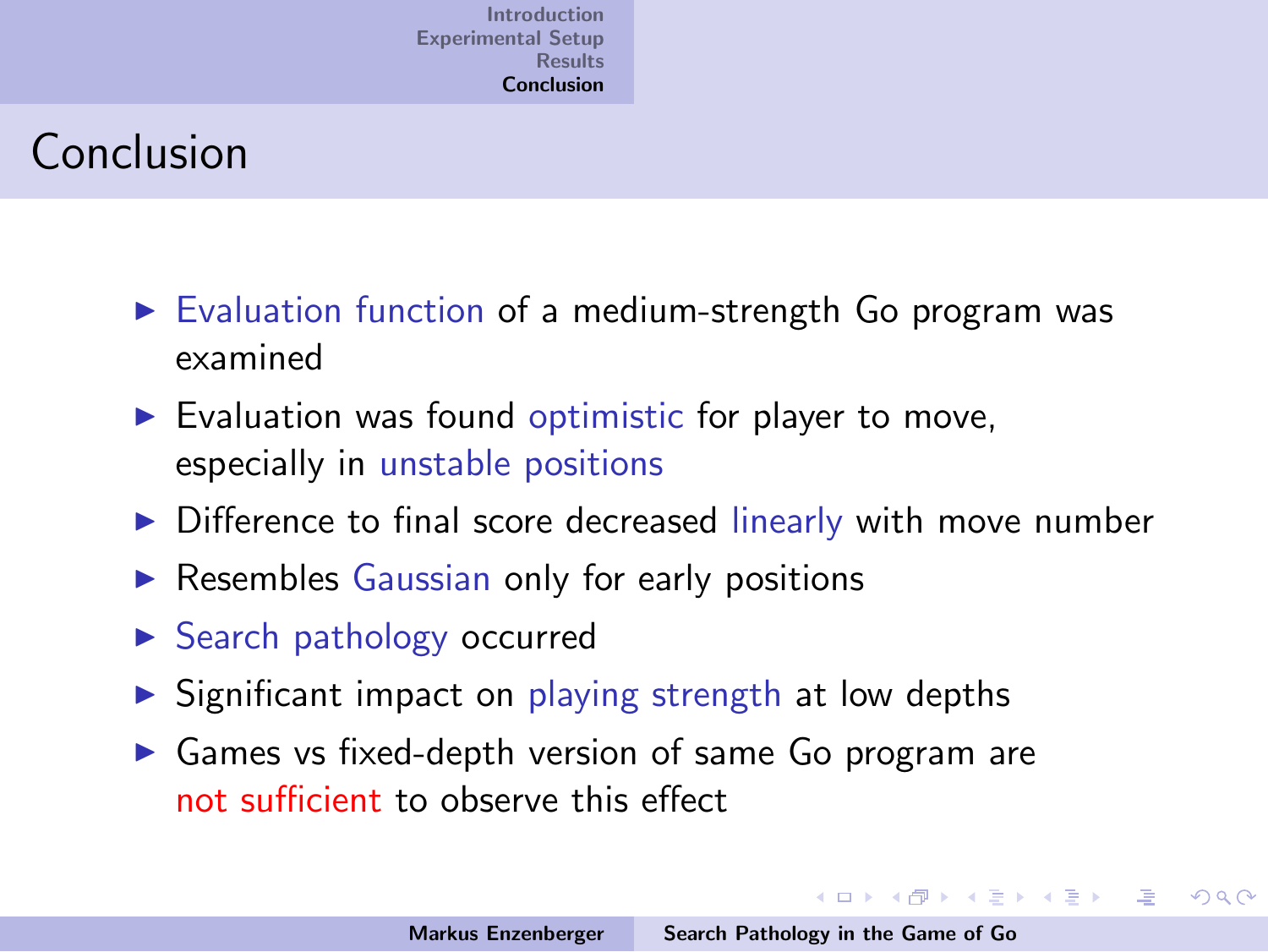# Conclusion

- Evaluation function of a medium-strength Go program was examined
- Evaluation was found optimistic for player to move, especially in unstable positions
- Difference to final score decreased linearly with move number
- Resembles Gaussian only for early positions
- Search pathology occurred
- Significant impact on playing strength at low depths
- Games vs fixed-depth version of same Go program are not sufficient to observe this effect